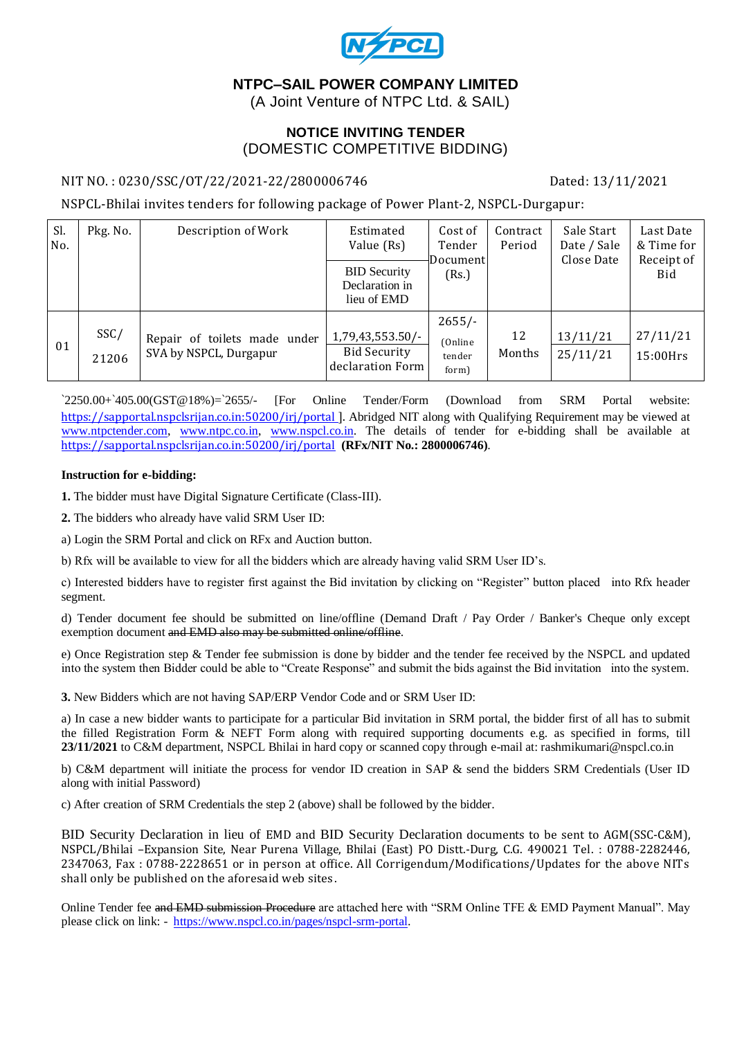# NTPC–SAIL POWER COMPANY LIMITED

(A Joint Venture of NTPC Ltd. & SAIL)

## NOTICE INVITING TENDER
(DOMESTIC COMPETITIVE BIDDING)

NIT NO. : 0230/SSC/OT/22/2021-22/2800006746 Dated: 13/11/2021

NSPCL-Bhilai invites tenders for following package of Power Plant-2, NSPCL-Durgapur:

| Sl. No. | Pkg. No. | Description of Work | Estimated Value (Rs) / BID Security Declaration in lieu of EMD | Cost of Tender Document (Rs.) | Contract Period | Sale Start Date / Sale Close Date | Last Date & Time for Receipt of Bid |
|---|---|---|---|---|---|---|---|
| 01 | SSC/ 21206 | Repair of toilets made under SVA by NSPCL, Durgapur | 1,79,43,553.50/- Bid Security declaration Form | 2655/- (Online tender form) | 12 Months | 13/11/21 25/11/21 | 27/11/21 15:00Hrs |

`2250.00+`405.00(GST@18%)=`2655/- [For Online Tender/Form (Download from SRM Portal website: https://sapportal.nspclsrijan.co.in:50200/irj/portal ]. Abridged NIT along with Qualifying Requirement may be viewed at www.ntpctender.com, www.ntpc.co.in, www.nspcl.co.in. The details of tender for e-bidding shall be available at https://sapportal.nspclsrijan.co.in:50200/irj/portal **(RFx/NIT No.: 2800006746)**.

**Instruction for e-bidding:**

**1.** The bidder must have Digital Signature Certificate (Class-III).

**2.** The bidders who already have valid SRM User ID:

a) Login the SRM Portal and click on RFx and Auction button.

b) Rfx will be available to view for all the bidders which are already having valid SRM User ID's.

c) Interested bidders have to register first against the Bid invitation by clicking on "Register" button placed into Rfx header segment.

d) Tender document fee should be submitted on line/offline (Demand Draft / Pay Order / Banker's Cheque only except exemption document ~~and EMD also may be submitted online/offline~~.

e) Once Registration step & Tender fee submission is done by bidder and the tender fee received by the NSPCL and updated into the system then Bidder could be able to "Create Response" and submit the bids against the Bid invitation into the system.

**3.** New Bidders which are not having SAP/ERP Vendor Code and or SRM User ID:

a) In case a new bidder wants to participate for a particular Bid invitation in SRM portal, the bidder first of all has to submit the filled Registration Form & NEFT Form along with required supporting documents e.g. as specified in forms, till **23/11/2021** to C&M department, NSPCL Bhilai in hard copy or scanned copy through e-mail at: rashmikumari@nspcl.co.in

b) C&M department will initiate the process for vendor ID creation in SAP & send the bidders SRM Credentials (User ID along with initial Password)

c) After creation of SRM Credentials the step 2 (above) shall be followed by the bidder.

BID Security Declaration in lieu of EMD and BID Security Declaration documents to be sent to AGM(SSC-C&M), NSPCL/Bhilai –Expansion Site, Near Purena Village, Bhilai (East) PO Distt.-Durg, C.G. 490021 Tel. : 0788-2282446, 2347063, Fax : 0788-2228651 or in person at office. All Corrigendum/Modifications/Updates for the above NITs shall only be published on the aforesaid web sites.

Online Tender fee ~~and EMD submission Procedure~~ are attached here with "SRM Online TFE & EMD Payment Manual". May please click on link: - https://www.nspcl.co.in/pages/nspcl-srm-portal.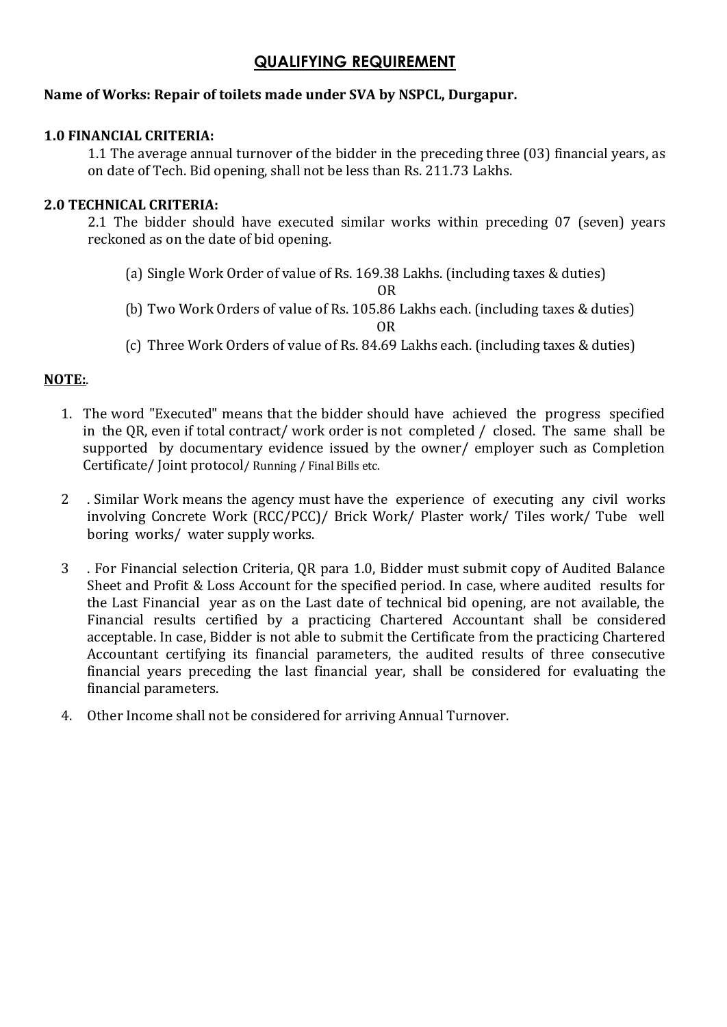# QUALIFYING REQUIREMENT

**Name of Works: Repair of toilets made under SVA by NSPCL, Durgapur.**

**1.0 FINANCIAL CRITERIA:**

1.1 The average annual turnover of the bidder in the preceding three (03) financial years, as on date of Tech. Bid opening, shall not be less than Rs. 211.73 Lakhs.

**2.0 TECHNICAL CRITERIA:**

2.1 The bidder should have executed similar works within preceding 07 (seven) years reckoned as on the date of bid opening.

(a) Single Work Order of value of Rs. 169.38 Lakhs. (including taxes & duties)

OR

(b) Two Work Orders of value of Rs. 105.86 Lakhs each. (including taxes & duties)

OR

(c) Three Work Orders of value of Rs. 84.69 Lakhs each. (including taxes & duties)

**NOTE:**.

1. The word "Executed" means that the bidder should have achieved the progress specified in the QR, even if total contract/ work order is not completed / closed. The same shall be supported by documentary evidence issued by the owner/ employer such as Completion Certificate/ Joint protocol/ Running / Final Bills etc.

2 . Similar Work means the agency must have the experience of executing any civil works involving Concrete Work (RCC/PCC)/ Brick Work/ Plaster work/ Tiles work/ Tube well boring works/ water supply works.

3 . For Financial selection Criteria, QR para 1.0, Bidder must submit copy of Audited Balance Sheet and Profit & Loss Account for the specified period. In case, where audited results for the Last Financial year as on the Last date of technical bid opening, are not available, the Financial results certified by a practicing Chartered Accountant shall be considered acceptable. In case, Bidder is not able to submit the Certificate from the practicing Chartered Accountant certifying its financial parameters, the audited results of three consecutive financial years preceding the last financial year, shall be considered for evaluating the financial parameters.

4. Other Income shall not be considered for arriving Annual Turnover.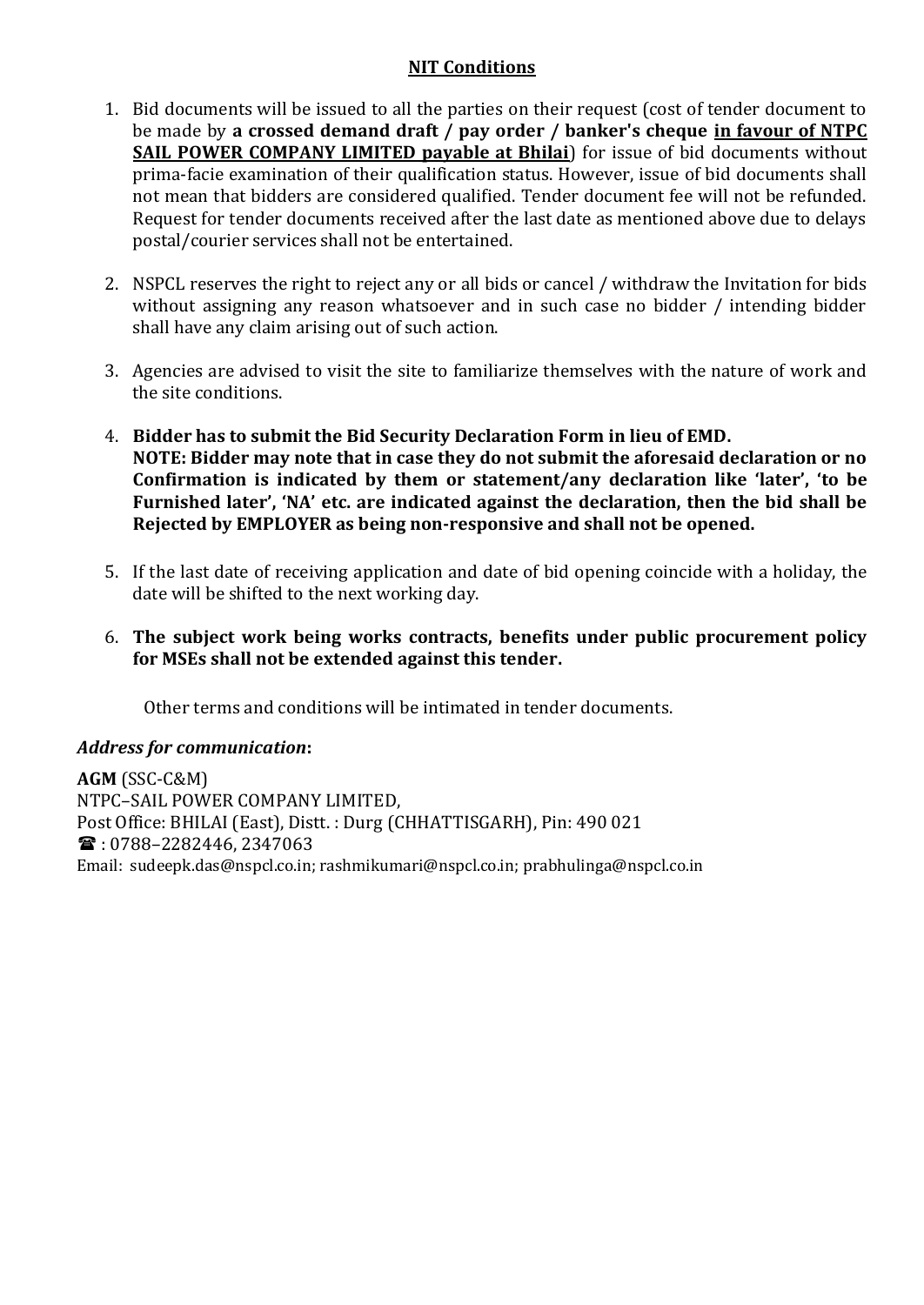## NIT Conditions

1. Bid documents will be issued to all the parties on their request (cost of tender document to be made by **a crossed demand draft / pay order / banker's cheque <u>in favour of NTPC SAIL POWER COMPANY LIMITED payable at Bhilai</u>**) for issue of bid documents without prima-facie examination of their qualification status. However, issue of bid documents shall not mean that bidders are considered qualified. Tender document fee will not be refunded. Request for tender documents received after the last date as mentioned above due to delays postal/courier services shall not be entertained.

2. NSPCL reserves the right to reject any or all bids or cancel / withdraw the Invitation for bids without assigning any reason whatsoever and in such case no bidder / intending bidder shall have any claim arising out of such action.

3. Agencies are advised to visit the site to familiarize themselves with the nature of work and the site conditions.

4. **Bidder has to submit the Bid Security Declaration Form in lieu of EMD.**
   **NOTE: Bidder may note that in case they do not submit the aforesaid declaration or no Confirmation is indicated by them or statement/any declaration like 'later', 'to be Furnished later', 'NA' etc. are indicated against the declaration, then the bid shall be Rejected by EMPLOYER as being non-responsive and shall not be opened.**

5. If the last date of receiving application and date of bid opening coincide with a holiday, the date will be shifted to the next working day.

6. **The subject work being works contracts, benefits under public procurement policy for MSEs shall not be extended against this tender.**

Other terms and conditions will be intimated in tender documents.

***Address for communication*:**

**AGM** (SSC-C&M)
NTPC–SAIL POWER COMPANY LIMITED,
Post Office: BHILAI (East), Distt. : Durg (CHHATTISGARH), Pin: 490 021
☎ : 0788–2282446, 2347063
Email: sudeepk.das@nspcl.co.in; rashmikumari@nspcl.co.in; prabhulinga@nspcl.co.in